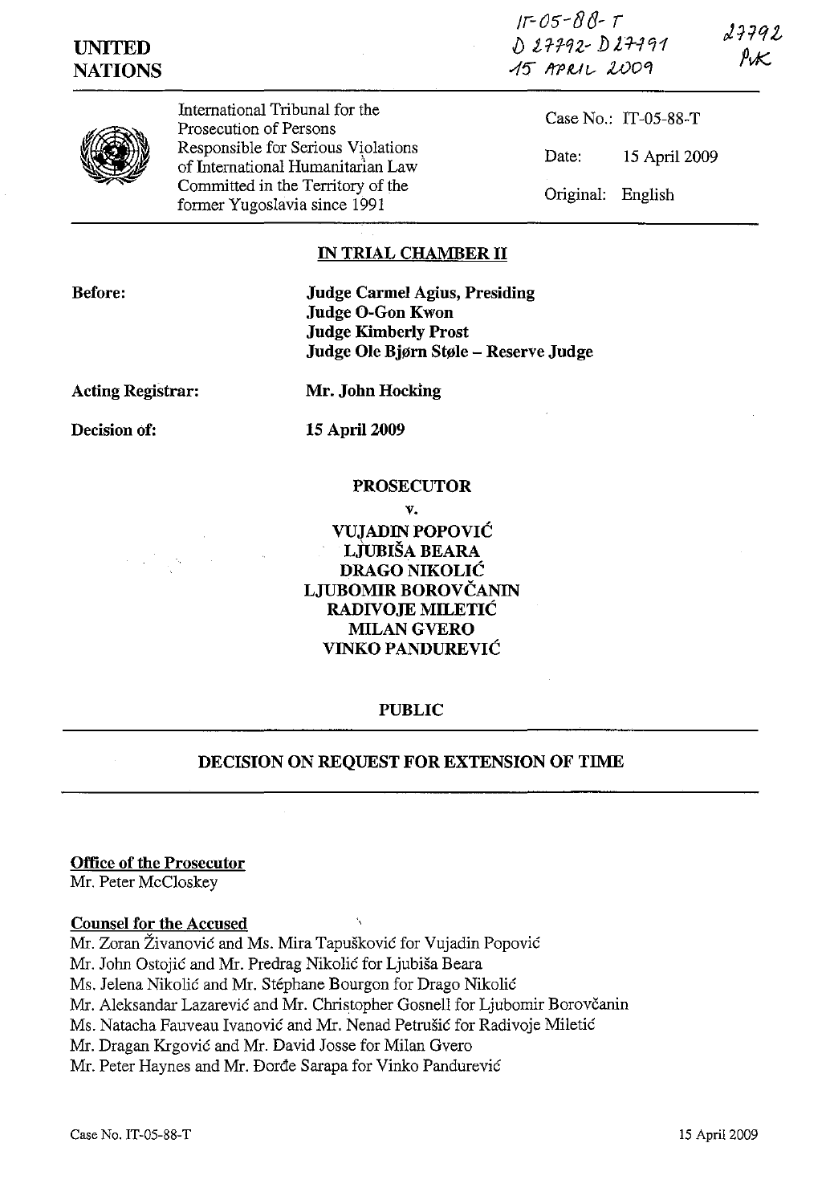IT-05-88-T
D 27792- D 27791
15 APRIL 2009

27792
PvK

**UNITED NATIONS**

International Tribunal for the Prosecution of Persons Responsible for Serious Violations of International Humanitarian Law Committed in the Territory of the former Yugoslavia since 1991

Case No.: IT-05-88-T

Date: 15 April 2009

Original: English

## IN TRIAL CHAMBER II

**Before:** **Judge Carmel Agius, Presiding**
**Judge O-Gon Kwon**
**Judge Kimberly Prost**
**Judge Ole Bjørn Støle – Reserve Judge**

**Acting Registrar:** **Mr. John Hocking**

**Decision of:** **15 April 2009**

**PROSECUTOR**

**v.**

**VUJADIN POPOVIĆ**
**LJUBIŠA BEARA**
**DRAGO NIKOLIĆ**
**LJUBOMIR BOROVČANIN**
**RADIVOJE MILETIĆ**
**MILAN GVERO**
**VINKO PANDUREVIĆ**

**PUBLIC**

## DECISION ON REQUEST FOR EXTENSION OF TIME

**Office of the Prosecutor**
Mr. Peter McCloskey

**Counsel for the Accused**
Mr. Zoran Živanović and Ms. Mira Tapušković for Vujadin Popović
Mr. John Ostojić and Mr. Predrag Nikolić for Ljubiša Beara
Ms. Jelena Nikolić and Mr. Stéphane Bourgon for Drago Nikolić
Mr. Aleksandar Lazarević and Mr. Christopher Gosnell for Ljubomir Borovčanin
Ms. Natacha Fauveau Ivanović and Mr. Nenad Petrušić for Radivoje Miletić
Mr. Dragan Krgović and Mr. David Josse for Milan Gvero
Mr. Peter Haynes and Mr. Đorđe Sarapa for Vinko Pandurević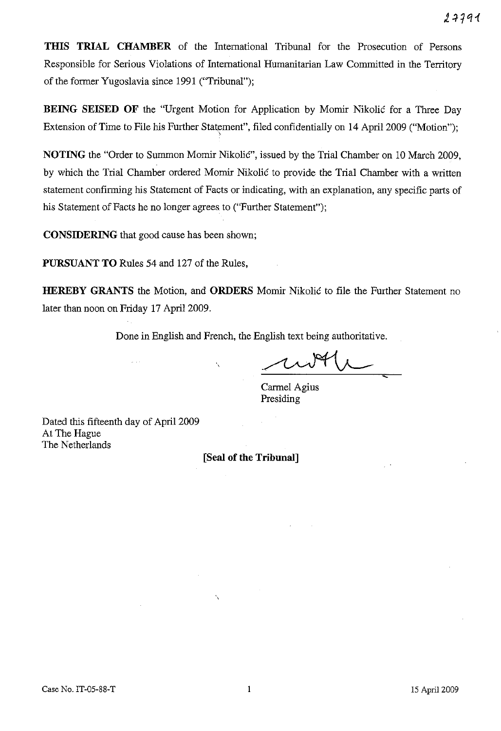**THIS TRIAL CHAMBER** of the International Tribunal for the Prosecution of Persons Responsible for Serious Violations of International Humanitarian Law Committed in the Territory of the former Yugoslavia since 1991 ("Tribunal");

**BEING SEISED OF** the "Urgent Motion for Application by Momir Nikolić for a Three Day Extension of Time to File his Further Statement", filed confidentially on 14 April 2009 ("Motion");

**NOTING** the "Order to Summon Momir Nikolić", issued by the Trial Chamber on 10 March 2009, by which the Trial Chamber ordered Momir Nikolić to provide the Trial Chamber with a written statement confirming his Statement of Facts or indicating, with an explanation, any specific parts of his Statement of Facts he no longer agrees to ("Further Statement");

**CONSIDERING** that good cause has been shown;

**PURSUANT TO** Rules 54 and 127 of the Rules,

**HEREBY GRANTS** the Motion, and **ORDERS** Momir Nikolić to file the Further Statement no later than noon on Friday 17 April 2009.

Done in English and French, the English text being authoritative.

Carmel Agius
Presiding

Dated this fifteenth day of April 2009
At The Hague
The Netherlands

**[Seal of the Tribunal]**